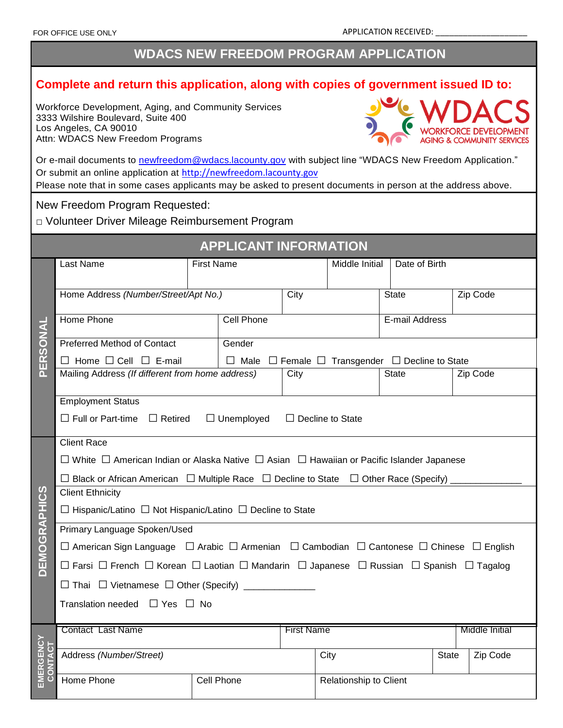FOR OFFICE USE ONLY

APPLICATION RECEIVED: ____________________

# WDACS NEW FREEDOM PROGRAM APPLICATION

**Complete and return this application, along with copies of government issued ID to:**

Workforce Development, Aging, and Community Services
3333 Wilshire Boulevard, Suite 400
Los Angeles, CA 90010
Attn: WDACS New Freedom Programs

WDACS
WORKFORCE DEVELOPMENT
AGING & COMMUNITY SERVICES

Or e-mail documents to newfreedom@wdacs.lacounty.gov with subject line "WDACS New Freedom Application."
Or submit an online application at http://newfreedom.lacounty.gov
Please note that in some cases applicants may be asked to present documents in person at the address above.

New Freedom Program Requested:

□ Volunteer Driver Mileage Reimbursement Program

## APPLICANT INFORMATION

### PERSONAL

| Last Name | First Name | Middle Initial | Date of Birth |
|---|---|---|---|
| | | | |

| Home Address *(Number/Street/Apt No.)* | City | State | Zip Code |
|---|---|---|---|
| | | | |

| Home Phone | Cell Phone | E-mail Address |
|---|---|---|
| | | |

| Preferred Method of Contact | Gender |
|---|---|
| ☐ Home ☐ Cell ☐ E-mail | ☐ Male ☐ Female ☐ Transgender ☐ Decline to State |

| Mailing Address *(If different from home address)* | City | State | Zip Code |
|---|---|---|---|
| | | | |

Employment Status

☐ Full or Part-time ☐ Retired ☐ Unemployed ☐ Decline to State

### DEMOGRAPHICS

Client Race

☐ White ☐ American Indian or Alaska Native ☐ Asian ☐ Hawaiian or Pacific Islander Japanese

☐ Black or African American ☐ Multiple Race ☐ Decline to State ☐ Other Race (Specify) _____________

Client Ethnicity

☐ Hispanic/Latino ☐ Not Hispanic/Latino ☐ Decline to State

Primary Language Spoken/Used

☐ American Sign Language ☐ Arabic ☐ Armenian ☐ Cambodian ☐ Cantonese ☐ Chinese ☐ English

☐ Farsi ☐ French ☐ Korean ☐ Laotian ☐ Mandarin ☐ Japanese ☐ Russian ☐ Spanish ☐ Tagalog

☐ Thai ☐ Vietnamese ☐ Other (Specify) _____________

Translation needed ☐ Yes ☐ No

### EMERGENCY CONTACT

| Contact Last Name | First Name | Middle Initial |
|---|---|---|
| | | |

| Address *(Number/Street)* | City | State | Zip Code |
|---|---|---|---|
| | | | |

| Home Phone | Cell Phone | Relationship to Client |
|---|---|---|
| | | |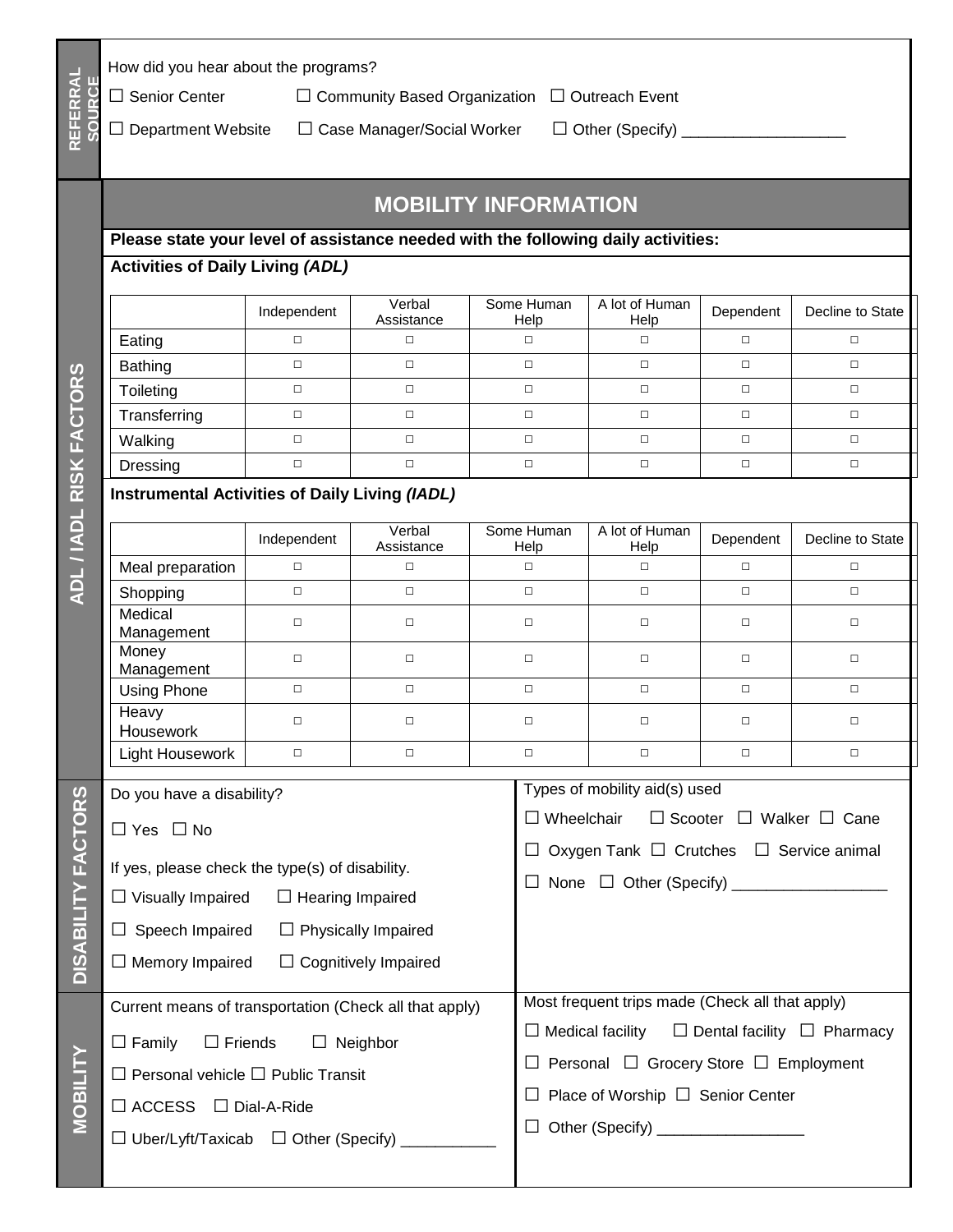## REFERRAL SOURCE

How did you hear about the programs?

☐ Senior Center ☐ Community Based Organization ☐ Outreach Event

☐ Department Website ☐ Case Manager/Social Worker ☐ Other (Specify) ___________________

## MOBILITY INFORMATION

## ADL / IADL RISK FACTORS

**Please state your level of assistance needed with the following daily activities:**

**Activities of Daily Living *(ADL)***

| | Independent | Verbal Assistance | Some Human Help | A lot of Human Help | Dependent | Decline to State |
|---|---|---|---|---|---|---|
| Eating | ☐ | ☐ | ☐ | ☐ | ☐ | ☐ |
| Bathing | ☐ | ☐ | ☐ | ☐ | ☐ | ☐ |
| Toileting | ☐ | ☐ | ☐ | ☐ | ☐ | ☐ |
| Transferring | ☐ | ☐ | ☐ | ☐ | ☐ | ☐ |
| Walking | ☐ | ☐ | ☐ | ☐ | ☐ | ☐ |
| Dressing | ☐ | ☐ | ☐ | ☐ | ☐ | ☐ |

**Instrumental Activities of Daily Living *(IADL)***

| | Independent | Verbal Assistance | Some Human Help | A lot of Human Help | Dependent | Decline to State |
|---|---|---|---|---|---|---|
| Meal preparation | ☐ | ☐ | ☐ | ☐ | ☐ | ☐ |
| Shopping | ☐ | ☐ | ☐ | ☐ | ☐ | ☐ |
| Medical Management | ☐ | ☐ | ☐ | ☐ | ☐ | ☐ |
| Money Management | ☐ | ☐ | ☐ | ☐ | ☐ | ☐ |
| Using Phone | ☐ | ☐ | ☐ | ☐ | ☐ | ☐ |
| Heavy Housework | ☐ | ☐ | ☐ | ☐ | ☐ | ☐ |
| Light Housework | ☐ | ☐ | ☐ | ☐ | ☐ | ☐ |

## DISABILITY FACTORS

Do you have a disability?

☐ Yes ☐ No

If yes, please check the type(s) of disability.

☐ Visually Impaired ☐ Hearing Impaired

☐ Speech Impaired ☐ Physically Impaired

☐ Memory Impaired ☐ Cognitively Impaired

Types of mobility aid(s) used

☐ Wheelchair ☐ Scooter ☐ Walker ☐ Cane

☐ Oxygen Tank ☐ Crutches ☐ Service animal

☐ None ☐ Other (Specify) __________________

## MOBILITY

Current means of transportation (Check all that apply)

☐ Family ☐ Friends ☐ Neighbor

☐ Personal vehicle ☐ Public Transit

☐ ACCESS ☐ Dial-A-Ride

☐ Uber/Lyft/Taxicab ☐ Other (Specify) ___________

Most frequent trips made (Check all that apply)

☐ Medical facility ☐ Dental facility ☐ Pharmacy

☐ Personal ☐ Grocery Store ☐ Employment

☐ Place of Worship ☐ Senior Center

☐ Other (Specify) _________________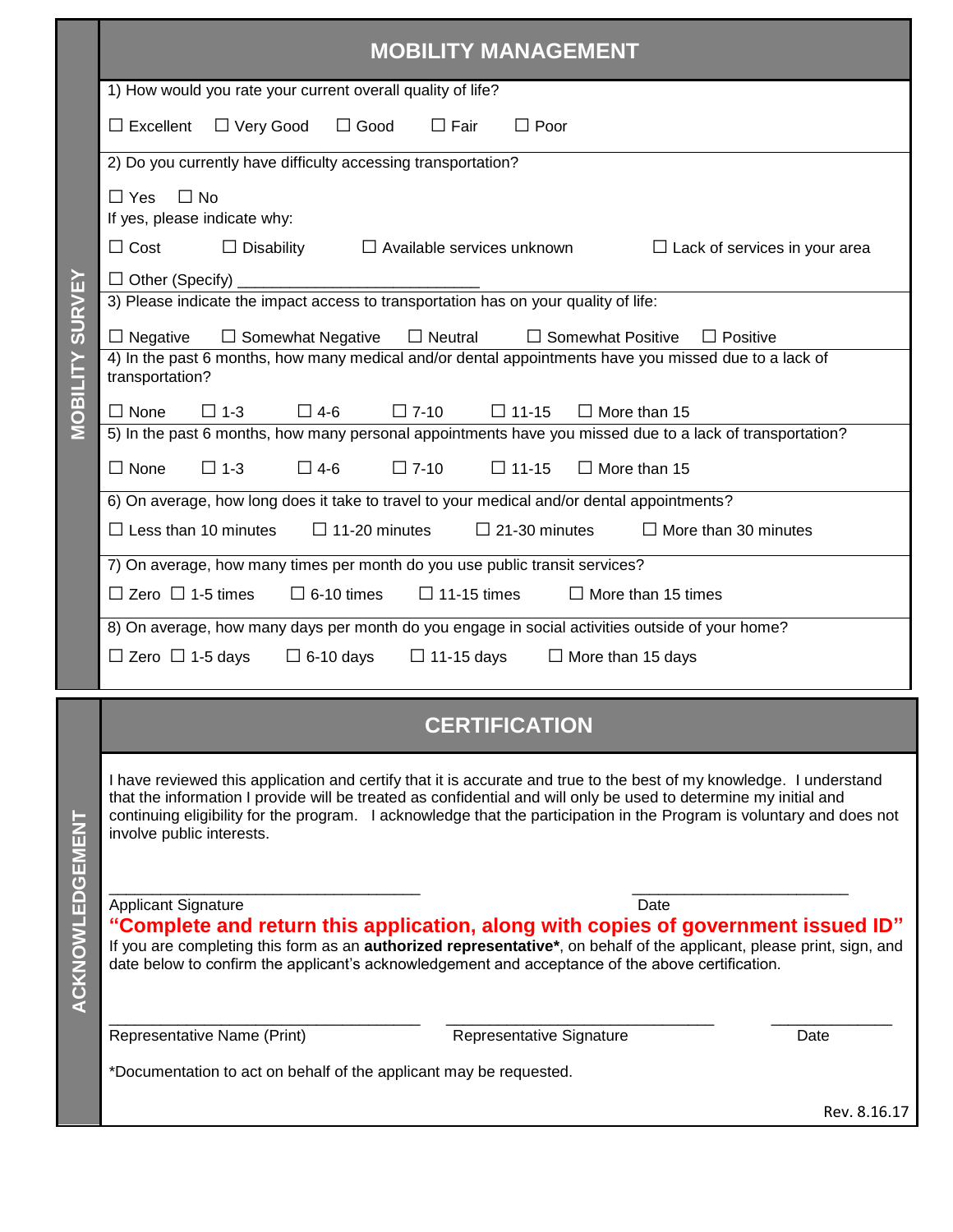## MOBILITY MANAGEMENT

**MOBILITY SURVEY**

1) How would you rate your current overall quality of life?

☐ Excellent ☐ Very Good ☐ Good ☐ Fair ☐ Poor

2) Do you currently have difficulty accessing transportation?

☐ Yes ☐ No

If yes, please indicate why:

☐ Cost ☐ Disability ☐ Available services unknown ☐ Lack of services in your area

☐ Other (Specify) ___________________________

3) Please indicate the impact access to transportation has on your quality of life:

☐ Negative ☐ Somewhat Negative ☐ Neutral ☐ Somewhat Positive ☐ Positive

4) In the past 6 months, how many medical and/or dental appointments have you missed due to a lack of transportation?

☐ None ☐ 1-3 ☐ 4-6 ☐ 7-10 ☐ 11-15 ☐ More than 15

5) In the past 6 months, how many personal appointments have you missed due to a lack of transportation?

☐ None ☐ 1-3 ☐ 4-6 ☐ 7-10 ☐ 11-15 ☐ More than 15

6) On average, how long does it take to travel to your medical and/or dental appointments?

☐ Less than 10 minutes ☐ 11-20 minutes ☐ 21-30 minutes ☐ More than 30 minutes

7) On average, how many times per month do you use public transit services?

☐ Zero ☐ 1-5 times ☐ 6-10 times ☐ 11-15 times ☐ More than 15 times

8) On average, how many days per month do you engage in social activities outside of your home?

☐ Zero ☐ 1-5 days ☐ 6-10 days ☐ 11-15 days ☐ More than 15 days

## CERTIFICATION

**ACKNOWLEDGEMENT**

I have reviewed this application and certify that it is accurate and true to the best of my knowledge. I understand that the information I provide will be treated as confidential and will only be used to determine my initial and continuing eligibility for the program. I acknowledge that the participation in the Program is voluntary and does not involve public interests.

___________________________________ ________________________

Applicant Signature Date

**"Complete and return this application, along with copies of government issued ID"**

If you are completing this form as an **authorized representative***, on behalf of the applicant, please print, sign, and date below to confirm the applicant's acknowledgement and acceptance of the above certification.

___________________________________ ______________________________ _____________

Representative Name (Print) Representative Signature Date

*Documentation to act on behalf of the applicant may be requested.

Rev. 8.16.17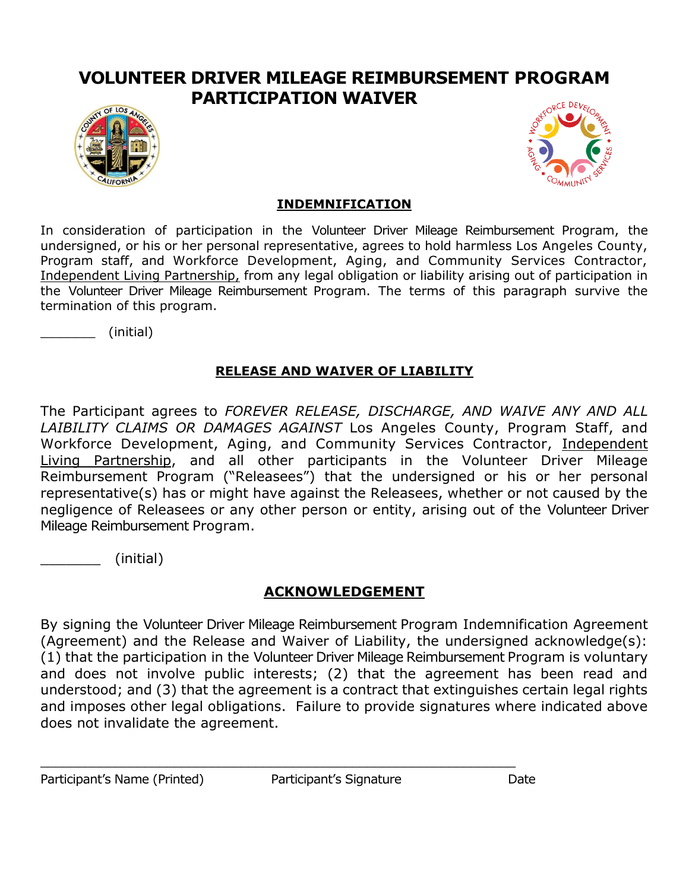# VOLUNTEER DRIVER MILEAGE REIMBURSEMENT PROGRAM PARTICIPATION WAIVER

## INDEMNIFICATION

In consideration of participation in the Volunteer Driver Mileage Reimbursement Program, the undersigned, or his or her personal representative, agrees to hold harmless Los Angeles County, Program staff, and Workforce Development, Aging, and Community Services Contractor, Independent Living Partnership, from any legal obligation or liability arising out of participation in the Volunteer Driver Mileage Reimbursement Program. The terms of this paragraph survive the termination of this program.

_______ (initial)

## RELEASE AND WAIVER OF LIABILITY

The Participant agrees to *FOREVER RELEASE, DISCHARGE, AND WAIVE ANY AND ALL LAIBILITY CLAIMS OR DAMAGES AGAINST* Los Angeles County, Program Staff, and Workforce Development, Aging, and Community Services Contractor, Independent Living Partnership, and all other participants in the Volunteer Driver Mileage Reimbursement Program ("Releasees") that the undersigned or his or her personal representative(s) has or might have against the Releasees, whether or not caused by the negligence of Releasees or any other person or entity, arising out of the Volunteer Driver Mileage Reimbursement Program.

_______ (initial)

## ACKNOWLEDGEMENT

By signing the Volunteer Driver Mileage Reimbursement Program Indemnification Agreement (Agreement) and the Release and Waiver of Liability, the undersigned acknowledge(s): (1) that the participation in the Volunteer Driver Mileage Reimbursement Program is voluntary and does not involve public interests; (2) that the agreement has been read and understood; and (3) that the agreement is a contract that extinguishes certain legal rights and imposes other legal obligations. Failure to provide signatures where indicated above does not invalidate the agreement.

_____________________________________________________________

Participant's Name (Printed) Participant's Signature Date